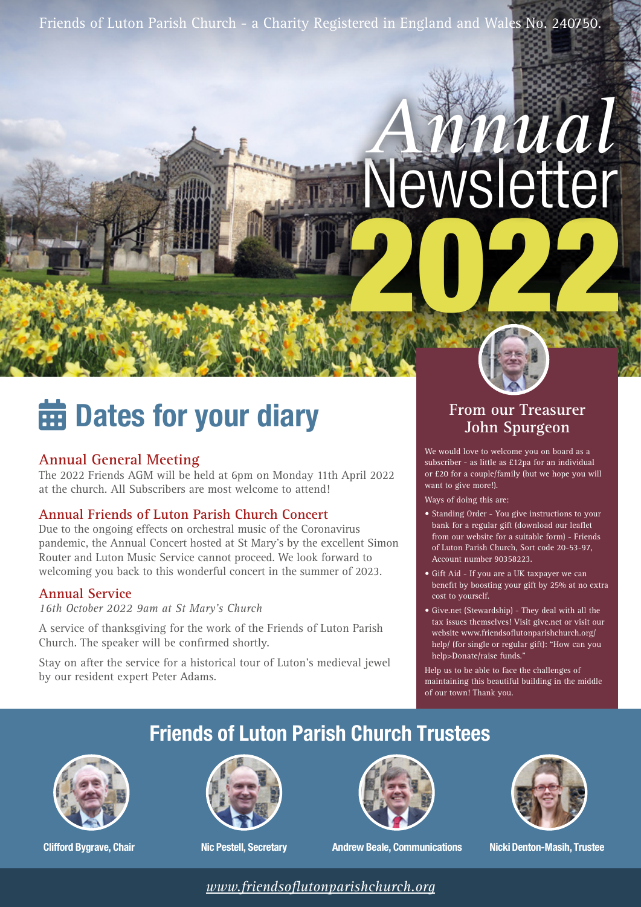Friends of Luton Parish Church - a Charity Registered in England and Wales No. 240750.

# Annual Newsletter 2022

## Dates for your diary

### Annual General Meeting

The 2022 Friends AGM will be held at 6pm on Monday 11th April 2022 at the church. All Subscribers are most welcome to attend!

### Annual Friends of Luton Parish Church Concert

Due to the ongoing effects on orchestral music of the Coronavirus pandemic, the Annual Concert hosted at St Mary's by the excellent Simon Router and Luton Music Service cannot proceed. We look forward to welcoming you back to this wonderful concert in the summer of 2023.

### Annual Service

*16th October 2022 9am at St Mary's Church*

A service of thanksgiving for the work of the Friends of Luton Parish Church. The speaker will be confirmed shortly.

Stay on after the service for a historical tour of Luton's medieval jewel by our resident expert Peter Adams.

## From our Treasurer John Spurgeon

We would love to welcome you on board as a subscriber - as little as £12pa for an individual or £20 for a couple/family (but we hope you will want to give more!).

Ways of doing this are:

- Standing Order - You give instructions to your bank for a regular gift (download our leaflet from our website for a suitable form) - Friends of Luton Parish Church, Sort code 20-53-97, Account number 90358223.
- Gift Aid - If you are a UK taxpayer we can benefit by boosting your gift by 25% at no extra cost to yourself.
- Give.net (Stewardship) - They deal with all the tax issues themselves! Visit give.net or visit our website www.friendsoflutonparishchurch.org/help/ (for single or regular gift): "How can you help>Donate/raise funds."

Help us to be able to face the challenges of maintaining this beautiful building in the middle of our town! Thank you.

## Friends of Luton Parish Church Trustees

**Clifford Bygrave, Chair**

**Nic Pestell, Secretary**

**Andrew Beale, Communications**

**Nicki Denton-Masih, Trustee**

*www.friendsoflutonparishchurch.org*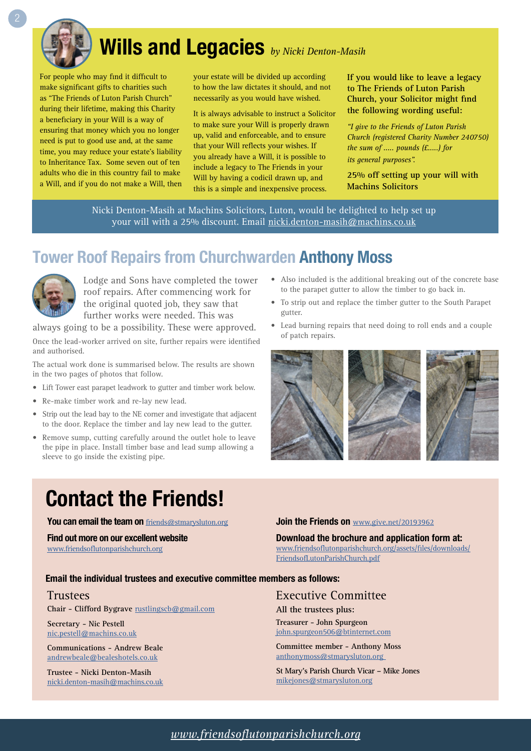## Wills and Legacies *by Nicki Denton-Masih*

For people who may find it difficult to make significant gifts to charities such as "The Friends of Luton Parish Church" during their lifetime, making this Charity a beneficiary in your Will is a way of ensuring that money which you no longer need is put to good use and, at the same time, you may reduce your estate's liability to Inheritance Tax. Some seven out of ten adults who die in this country fail to make a Will, and if you do not make a Will, then your estate will be divided up according to how the law dictates it should, and not necessarily as you would have wished.

It is always advisable to instruct a Solicitor to make sure your Will is properly drawn up, valid and enforceable, and to ensure that your Will reflects your wishes. If you already have a Will, it is possible to include a legacy to The Friends in your Will by having a codicil drawn up, and this is a simple and inexpensive process.

**If you would like to leave a legacy to The Friends of Luton Parish Church, your Solicitor might find the following wording useful:**

*"I give to the Friends of Luton Parish Church (registered Charity Number 240750) the sum of ..... pounds (£.....) for its general purposes".*

**25% off setting up your will with Machins Solicitors**

Nicki Denton-Masih at Machins Solicitors, Luton, would be delighted to help set up your will with a 25% discount. Email nicki.denton-masih@machins.co.uk

## Tower Roof Repairs from Churchwarden Anthony Moss

Lodge and Sons have completed the tower roof repairs. After commencing work for the original quoted job, they saw that further works were needed. This was always going to be a possibility. These were approved.

Once the lead-worker arrived on site, further repairs were identified and authorised.

The actual work done is summarised below. The results are shown in the two pages of photos that follow.

- Lift Tower east parapet leadwork to gutter and timber work below.
- Re-make timber work and re-lay new lead.
- Strip out the lead bay to the NE corner and investigate that adjacent to the door. Replace the timber and lay new lead to the gutter.
- Remove sump, cutting carefully around the outlet hole to leave the pipe in place. Install timber base and lead sump allowing a sleeve to go inside the existing pipe.
- Also included is the additional breaking out of the concrete base to the parapet gutter to allow the timber to go back in.
- To strip out and replace the timber gutter to the South Parapet gutter.
- Lead burning repairs that need doing to roll ends and a couple of patch repairs.

# Contact the Friends!

**You can email the team on** friends@stmarysluton.org

**Find out more on our excellent website**
www.friendsoflutonparishchurch.org

**Join the Friends on** www.give.net/20193962

**Download the brochure and application form at:**
www.friendsoflutonparishchurch.org/assets/files/downloads/FriendsofLutonParishChurch.pdf

**Email the individual trustees and executive committee members as follows:**

### Trustees

**Chair - Clifford Bygrave** rustlingscb@gmail.com

**Secretary - Nic Pestell**
nic.pestell@machins.co.uk

**Communications - Andrew Beale**
andrewbeale@bealeshotels.co.uk

**Trustee - Nicki Denton-Masih**
nicki.denton-masih@machins.co.uk

### Executive Committee

**All the trustees plus:**

**Treasurer - John Spurgeon**
john.spurgeon506@btinternet.com

**Committee member - Anthony Moss**
anthonymoss@stmarysluton.org

**St Mary's Parish Church Vicar – Mike Jones**
mikejones@stmarysluton.org

*www.friendsoflutonparishchurch.org*